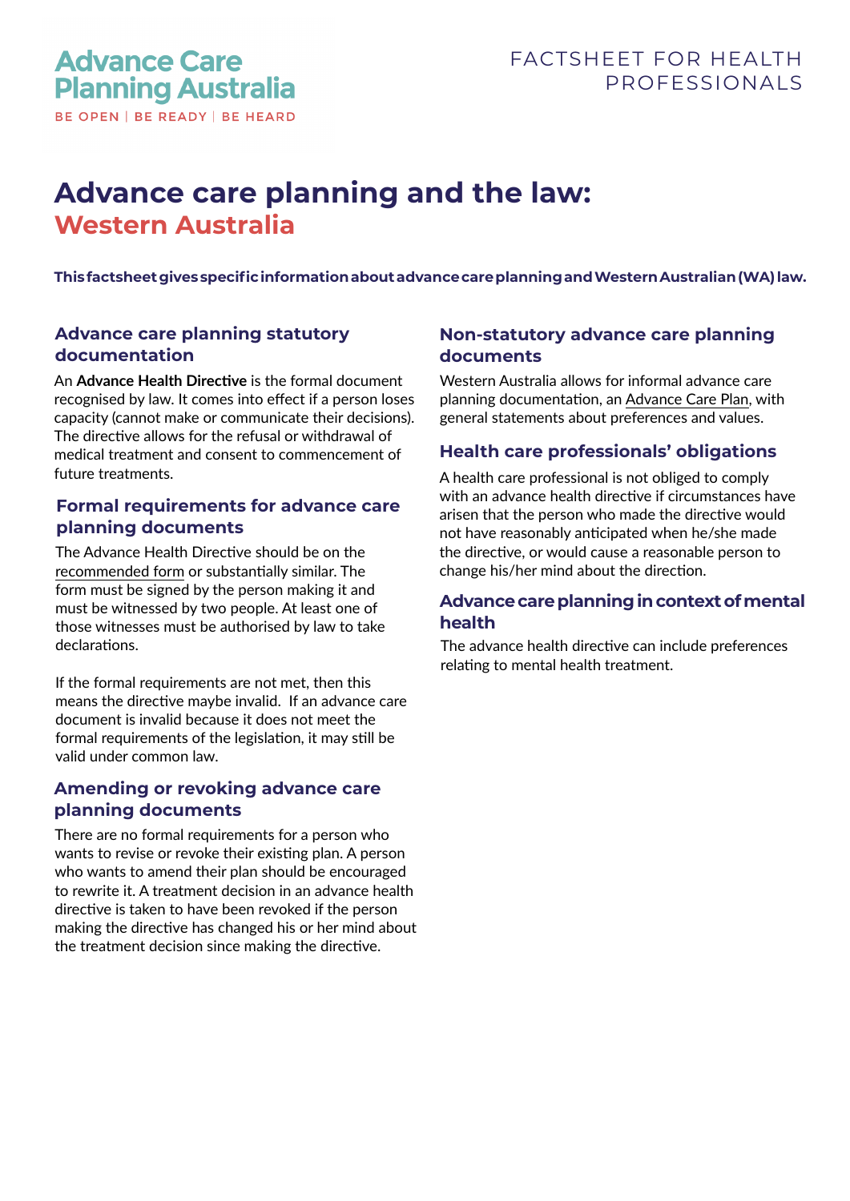Advance Care Planning Australia

BE OPEN | BE READY | BE HEARD

FACTSHEET FOR HEALTH PROFESSIONALS

# Advance care planning and the law: Western Australia

**This factsheet gives specific information about advance care planning and Western Australian (WA) law.**

## Advance care planning statutory documentation

An **Advance Health Directive** is the formal document recognised by law. It comes into effect if a person loses capacity (cannot make or communicate their decisions). The directive allows for the refusal or withdrawal of medical treatment and consent to commencement of future treatments.

## Formal requirements for advance care planning documents

The Advance Health Directive should be on the recommended form or substantially similar. The form must be signed by the person making it and must be witnessed by two people. At least one of those witnesses must be authorised by law to take declarations.

If the formal requirements are not met, then this means the directive maybe invalid. If an advance care document is invalid because it does not meet the formal requirements of the legislation, it may still be valid under common law.

## Amending or revoking advance care planning documents

There are no formal requirements for a person who wants to revise or revoke their existing plan. A person who wants to amend their plan should be encouraged to rewrite it. A treatment decision in an advance health directive is taken to have been revoked if the person making the directive has changed his or her mind about the treatment decision since making the directive.

## Non-statutory advance care planning documents

Western Australia allows for informal advance care planning documentation, an Advance Care Plan, with general statements about preferences and values.

## Health care professionals' obligations

A health care professional is not obliged to comply with an advance health directive if circumstances have arisen that the person who made the directive would not have reasonably anticipated when he/she made the directive, or would cause a reasonable person to change his/her mind about the direction.

## Advance care planning in context of mental health

The advance health directive can include preferences relating to mental health treatment.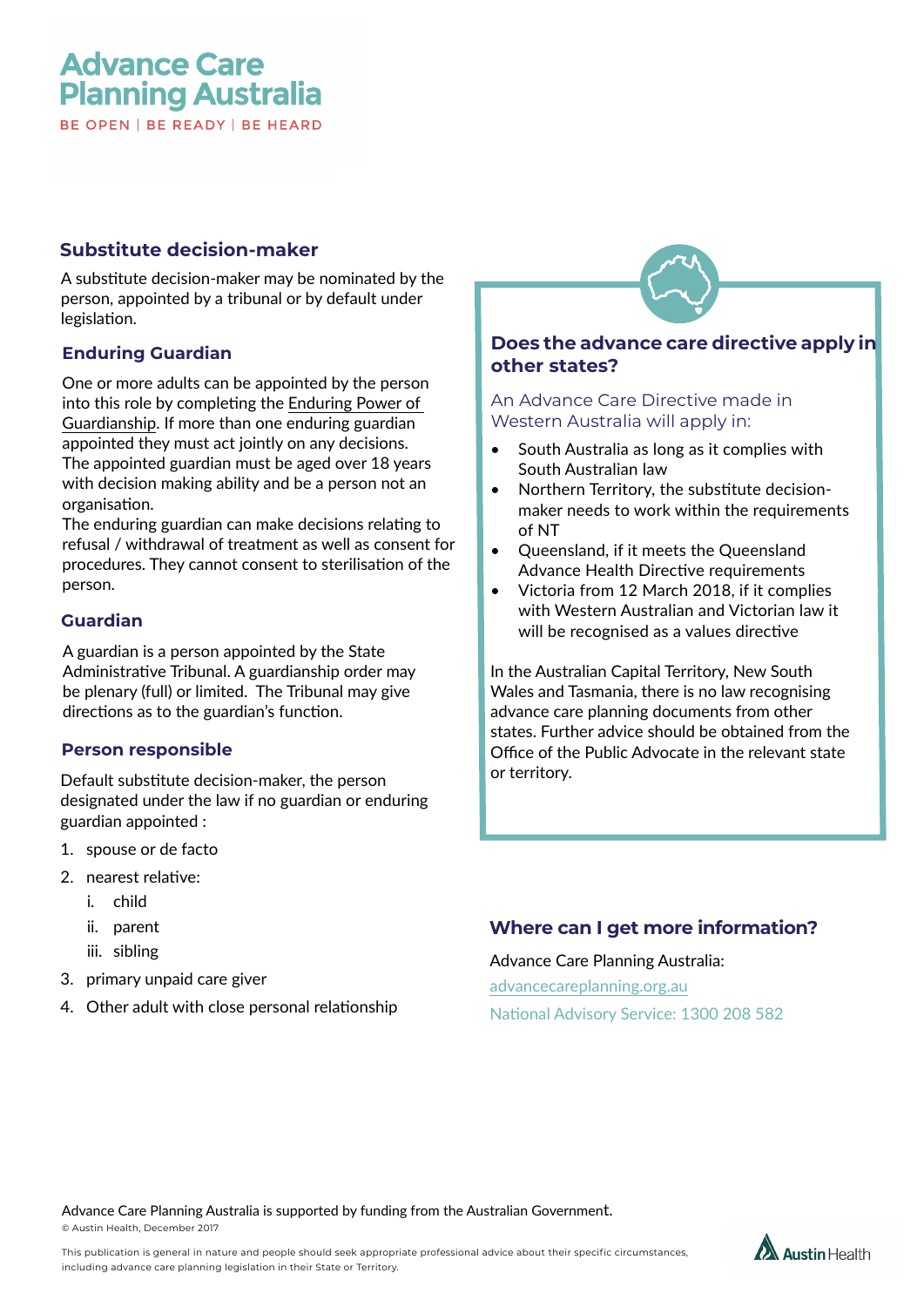# Advance Care Planning Australia

BE OPEN | BE READY | BE HEARD

## Substitute decision-maker

A substitute decision-maker may be nominated by the person, appointed by a tribunal or by default under legislation.

### Enduring Guardian

One or more adults can be appointed by the person into this role by completing the Enduring Power of Guardianship. If more than one enduring guardian appointed they must act jointly on any decisions. The appointed guardian must be aged over 18 years with decision making ability and be a person not an organisation.
The enduring guardian can make decisions relating to refusal / withdrawal of treatment as well as consent for procedures. They cannot consent to sterilisation of the person.

### Guardian

A guardian is a person appointed by the State Administrative Tribunal. A guardianship order may be plenary (full) or limited. The Tribunal may give directions as to the guardian's function.

### Person responsible

Default substitute decision-maker, the person designated under the law if no guardian or enduring guardian appointed :

1. spouse or de facto
2. nearest relative:
   i. child
   ii. parent
   iii. sibling
3. primary unpaid care giver
4. Other adult with close personal relationship

## Does the advance care directive apply in other states?

An Advance Care Directive made in Western Australia will apply in:

- South Australia as long as it complies with South Australian law
- Northern Territory, the substitute decision-maker needs to work within the requirements of NT
- Queensland, if it meets the Queensland Advance Health Directive requirements
- Victoria from 12 March 2018, if it complies with Western Australian and Victorian law it will be recognised as a values directive

In the Australian Capital Territory, New South Wales and Tasmania, there is no law recognising advance care planning documents from other states. Further advice should be obtained from the Office of the Public Advocate in the relevant state or territory.

## Where can I get more information?

Advance Care Planning Australia:

advancecareplanning.org.au

National Advisory Service: 1300 208 582

Advance Care Planning Australia is supported by funding from the Australian Government.

© Austin Health, December 2017

This publication is general in nature and people should seek appropriate professional advice about their specific circumstances, including advance care planning legislation in their State or Territory.

Austin Health